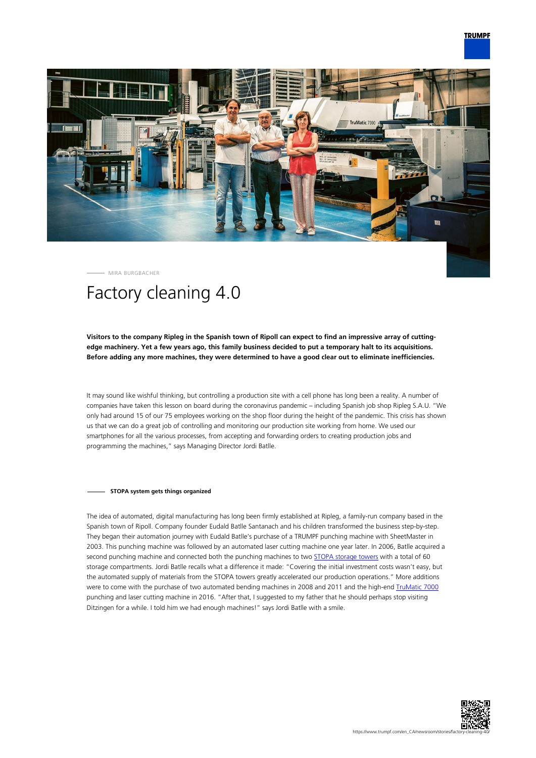MIRA BURGBACHER

# Factory cleaning 4.0

**Visitors to the company Ripleg in the Spanish town of Ripoll can expect to find an impressive array of cutting-edge machinery. Yet a few years ago, this family business decided to put a temporary halt to its acquisitions. Before adding any more machines, they were determined to have a good clear out to eliminate inefficiencies.**

It may sound like wishful thinking, but controlling a production site with a cell phone has long been a reality. A number of companies have taken this lesson on board during the coronavirus pandemic – including Spanish job shop Ripleg S.A.U. "We only had around 15 of our 75 employees working on the shop floor during the height of the pandemic. This crisis has shown us that we can do a great job of controlling and monitoring our production site working from home. We used our smartphones for all the various processes, from accepting and forwarding orders to creating production jobs and programming the machines," says Managing Director Jordi Batlle.

## STOPA system gets things organized

The idea of automated, digital manufacturing has long been firmly established at Ripleg, a family-run company based in the Spanish town of Ripoll. Company founder Eudald Batlle Santanach and his children transformed the business step-by-step. They began their automation journey with Eudald Batlle's purchase of a TRUMPF punching machine with SheetMaster in 2003. This punching machine was followed by an automated laser cutting machine one year later. In 2006, Batlle acquired a second punching machines and connected both the punching machines to two STOPA storage towers with a total of 60 storage compartments. Jordi Batlle recalls what a difference it made: "Covering the initial investment costs wasn't easy, but the automated supply of materials from the STOPA towers greatly accelerated our production operations." More additions were to come with the purchase of two automated bending machines in 2008 and 2011 and the high-end TruMatic 7000 punching and laser cutting machine in 2016. "After that, I suggested to my father that he should perhaps stop visiting Ditzingen for a while. I told him we had enough machines!" says Jordi Batlle with a smile.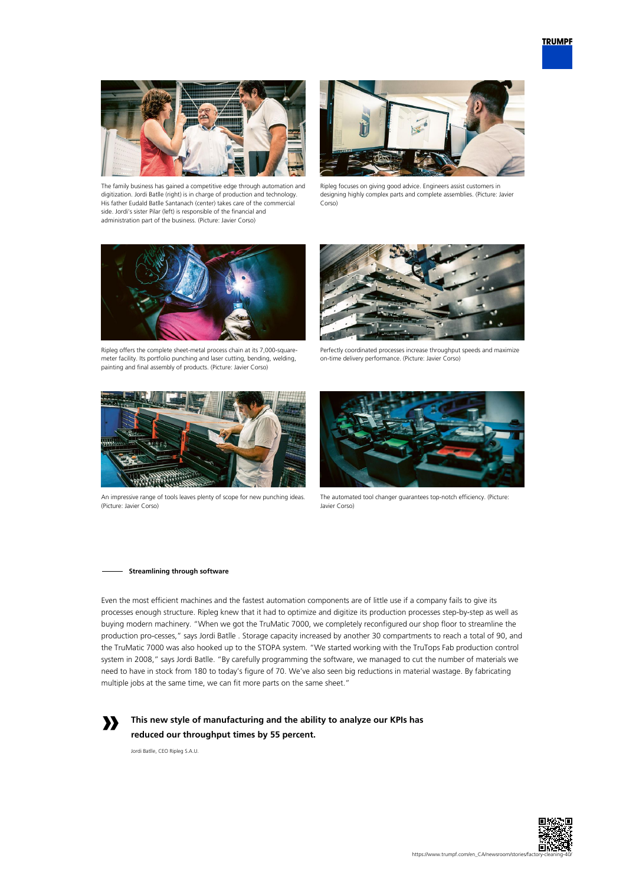The family business has gained a competitive edge through automation and digitization. Jordi Batlle (right) is in charge of production and technology. His father Eudald Batlle Santanach (center) takes care of the commercial side. Jordi's sister Pilar (left) is responsible of the financial and administration part of the business. (Picture: Javier Corso)

Ripleg focuses on giving good advice. Engineers assist customers in designing highly complex parts and complete assemblies. (Picture: Javier Corso)

Ripleg offers the complete sheet-metal process chain at its 7,000-square-meter facility. Its portfolio punching and laser cutting, bending, welding, painting and final assembly of products. (Picture: Javier Corso)

Perfectly coordinated processes increase throughput speeds and maximize on-time delivery performance. (Picture: Javier Corso)

An impressive range of tools leaves plenty of scope for new punching ideas. (Picture: Javier Corso)

The automated tool changer guarantees top-notch efficiency. (Picture: Javier Corso)

## Streamlining through software

Even the most efficient machines and the fastest automation components are of little use if a company fails to give its processes enough structure. Ripleg knew that it had to optimize and digitize its production processes step-by-step as well as buying modern machinery. "When we got the TruMatic 7000, we completely reconfigured our shop floor to streamline the production pro-cesses," says Jordi Batlle . Storage capacity increased by another 30 compartments to reach a total of 90, and the TruMatic 7000 was also hooked up to the STOPA system. "We started working with the TruTops Fab production control system in 2008," says Jordi Batlle. "By carefully programming the software, we managed to cut the number of materials we need to have in stock from 180 to today's figure of 70. We've also seen big reductions in material wastage. By fabricating multiple jobs at the same time, we can fit more parts on the same sheet."

> **This new style of manufacturing and the ability to analyze our KPIs has reduced our throughput times by 55 percent.**
>
> Jordi Batlle, CEO Ripleg S.A.U.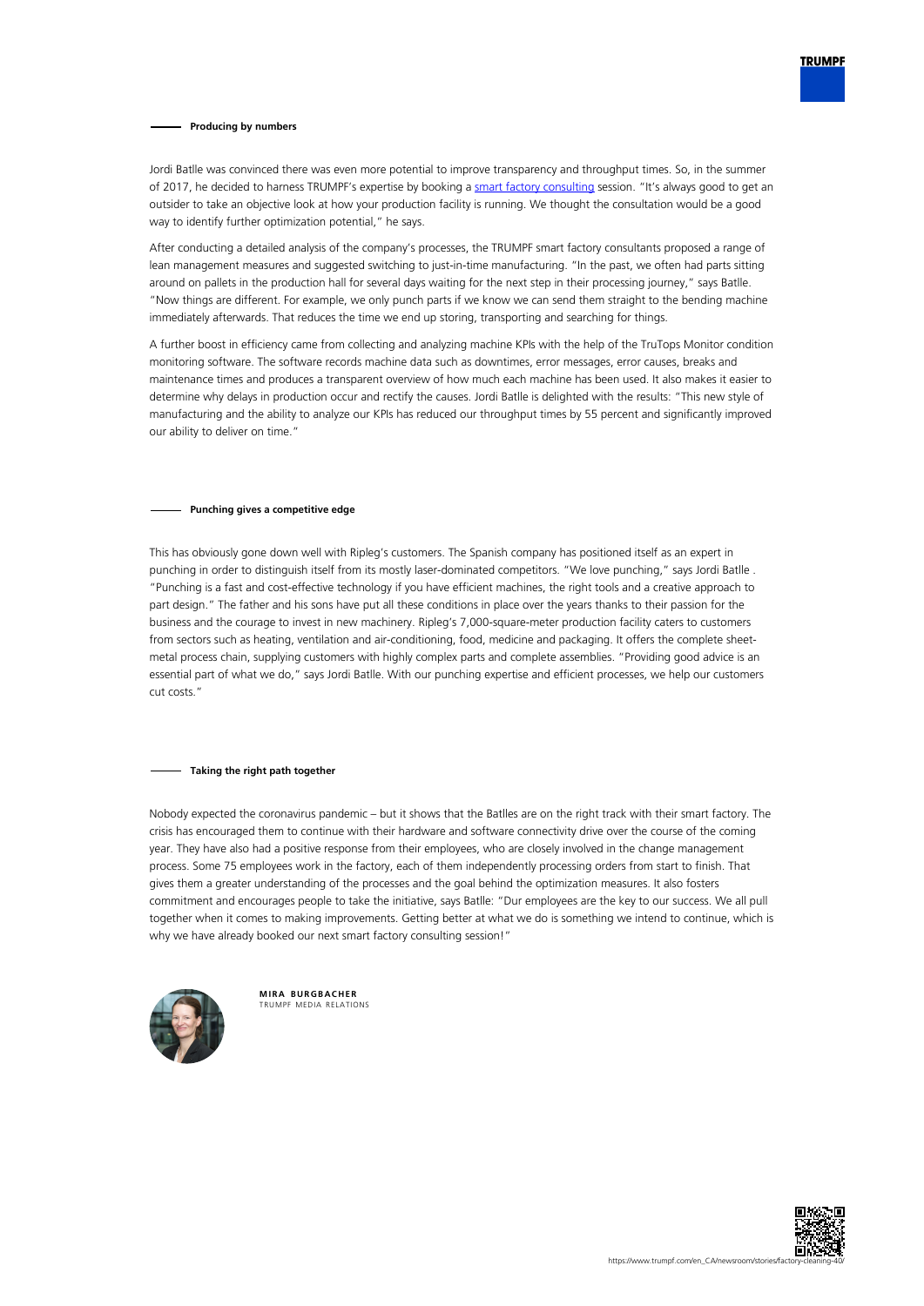## Producing by numbers

Jordi Batlle was convinced there was even more potential to improve transparency and throughput times. So, in the summer of 2017, he decided to harness TRUMPF's expertise by booking a smart factory consulting session. "It's always good to get an outsider to take an objective look at how your production facility is running. We thought the consultation would be a good way to identify further optimization potential," he says.

After conducting a detailed analysis of the company's processes, the TRUMPF smart factory consultants proposed a range of lean management measures and suggested switching to just-in-time manufacturing. "In the past, we often had parts sitting around on pallets in the production hall for several days waiting for the next step in their processing journey," says Batlle. "Now things are different. For example, we only punch parts if we know we can send them straight to the bending machine immediately afterwards. That reduces the time we end up storing, transporting and searching for things.

A further boost in efficiency came from collecting and analyzing machine KPIs with the help of the TruTops Monitor condition monitoring software. The software records machine data such as downtimes, error messages, error causes, breaks and maintenance times and produces a transparent overview of how much each machine has been used. It also makes it easier to determine why delays in production occur and rectify the causes. Jordi Batlle is delighted with the results: "This new style of manufacturing and the ability to analyze our KPIs has reduced our throughput times by 55 percent and significantly improved our ability to deliver on time."

## Punching gives a competitive edge

This has obviously gone down well with Ripleg's customers. The Spanish company has positioned itself as an expert in punching in order to distinguish itself from its mostly laser-dominated competitors. "We love punching," says Jordi Batlle . "Punching is a fast and cost-effective technology if you have efficient machines, the right tools and a creative approach to part design." The father and his sons have put all these conditions in place over the years thanks to their passion for the business and the courage to invest in new machinery. Ripleg's 7,000-square-meter production facility caters to customers from sectors such as heating, ventilation and air-conditioning, food, medicine and packaging. It offers the complete sheet-metal process chain, supplying customers with highly complex parts and complete assemblies. "Providing good advice is an essential part of what we do," says Jordi Batlle. With our punching expertise and efficient processes, we help our customers cut costs."

## Taking the right path together

Nobody expected the coronavirus pandemic – but it shows that the Batlles are on the right track with their smart factory. The crisis has encouraged them to continue with their hardware and software connectivity drive over the course of the coming year. They have also had a positive response from their employees, who are closely involved in the change management process. Some 75 employees work in the factory, each of them independently processing orders from start to finish. That gives them a greater understanding of the processes and the goal behind the optimization measures. It also fosters commitment and encourages people to take the initiative, says Batlle: "Our employees are the key to our success. We all pull together when it comes to making improvements. Getting better at what we do is something we intend to continue, which is why we have already booked our next smart factory consulting session!"

**MIRA BURGBACHER**
TRUMPF MEDIA RELATIONS